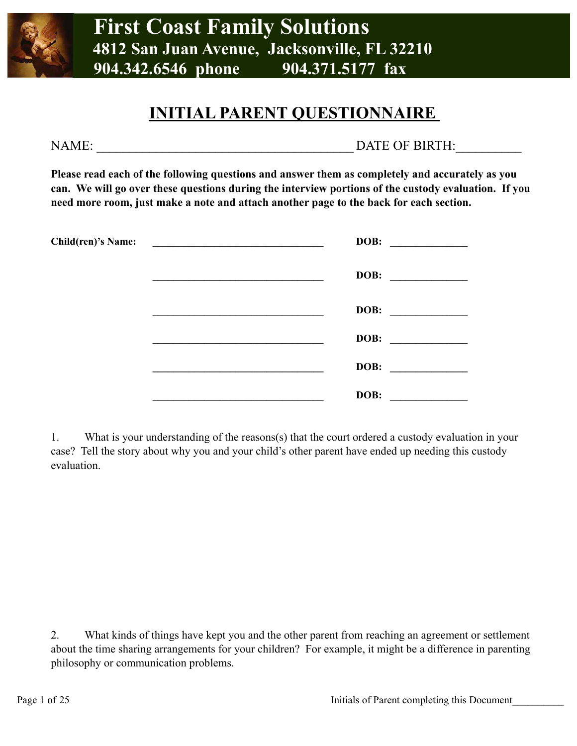# First Coast Family Solutions

**4812 San Juan Avenue, Jacksonville, FL 32210**

**904.342.6546 phone 904.371.5177 fax**

## INITIAL PARENT QUESTIONNAIRE

NAME: ______________________________________ DATE OF BIRTH:__________

**Please read each of the following questions and answer them as completely and accurately as you can. We will go over these questions during the interview portions of the custody evaluation. If you need more room, just make a note and attach another page to the back for each section.**

**Child(ren)'s Name:** ________________________________ **DOB:** ______________

________________________________ **DOB:** ______________

________________________________ **DOB:** ______________

________________________________ **DOB:** ______________

________________________________ **DOB:** ______________

________________________________ **DOB:** ______________

1. What is your understanding of the reasons(s) that the court ordered a custody evaluation in your case? Tell the story about why you and your child's other parent have ended up needing this custody evaluation.

2. What kinds of things have kept you and the other parent from reaching an agreement or settlement about the time sharing arrangements for your children? For example, it might be a difference in parenting philosophy or communication problems.

Initials of Parent completing this Document__________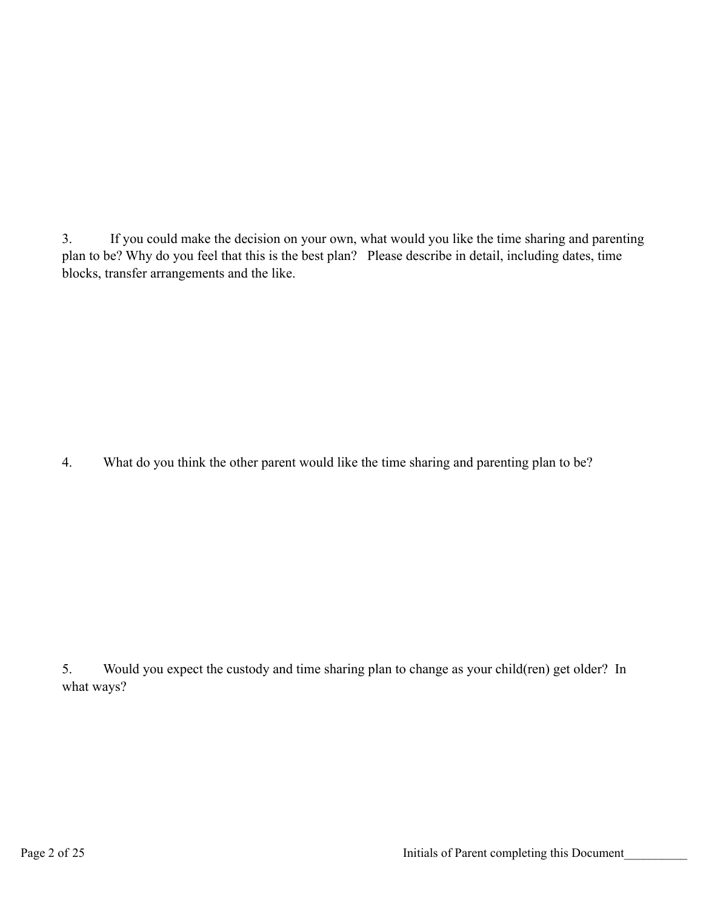3. If you could make the decision on your own, what would you like the time sharing and parenting plan to be? Why do you feel that this is the best plan? Please describe in detail, including dates, time blocks, transfer arrangements and the like.

4. What do you think the other parent would like the time sharing and parenting plan to be?

5. Would you expect the custody and time sharing plan to change as your child(ren) get older? In what ways?

Initials of Parent completing this Document__________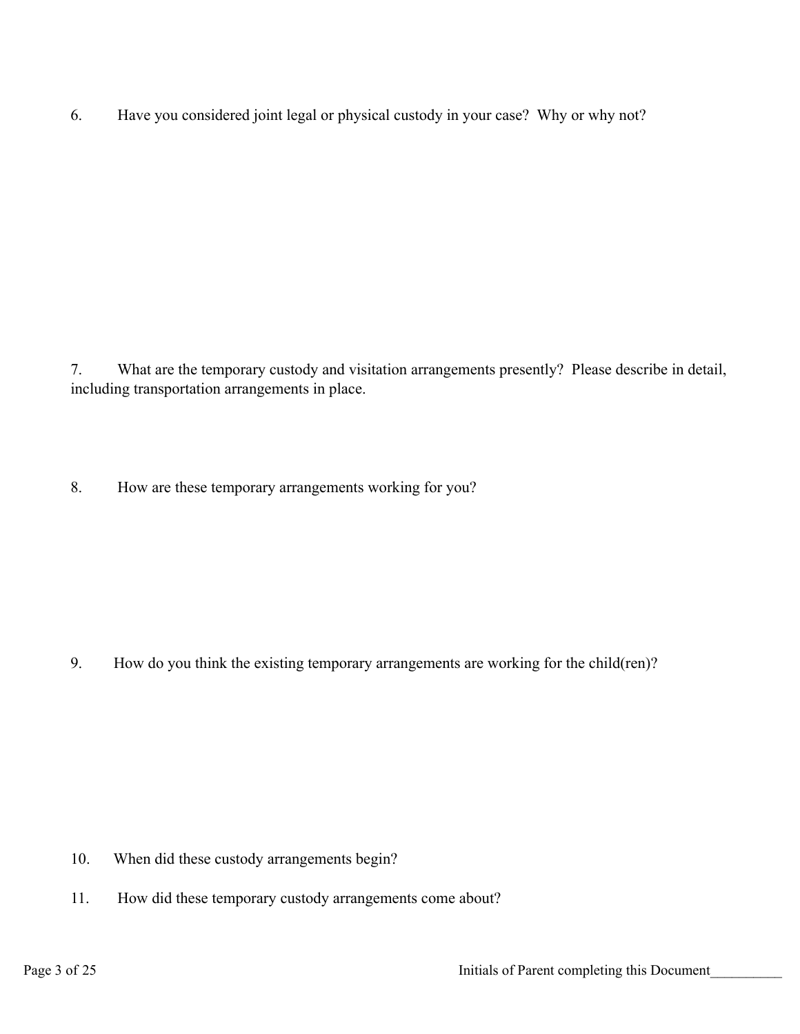6. Have you considered joint legal or physical custody in your case? Why or why not?

7. What are the temporary custody and visitation arrangements presently? Please describe in detail, including transportation arrangements in place.

8. How are these temporary arrangements working for you?

9. How do you think the existing temporary arrangements are working for the child(ren)?

10. When did these custody arrangements begin?

11. How did these temporary custody arrangements come about?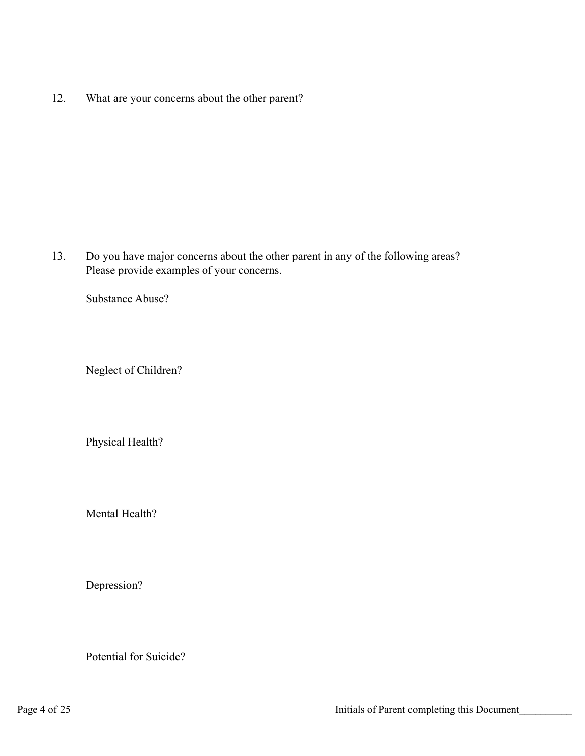12. What are your concerns about the other parent?

13. Do you have major concerns about the other parent in any of the following areas? Please provide examples of your concerns.

    Substance Abuse?

    Neglect of Children?

    Physical Health?

    Mental Health?

    Depression?

    Potential for Suicide?

Initials of Parent completing this Document__________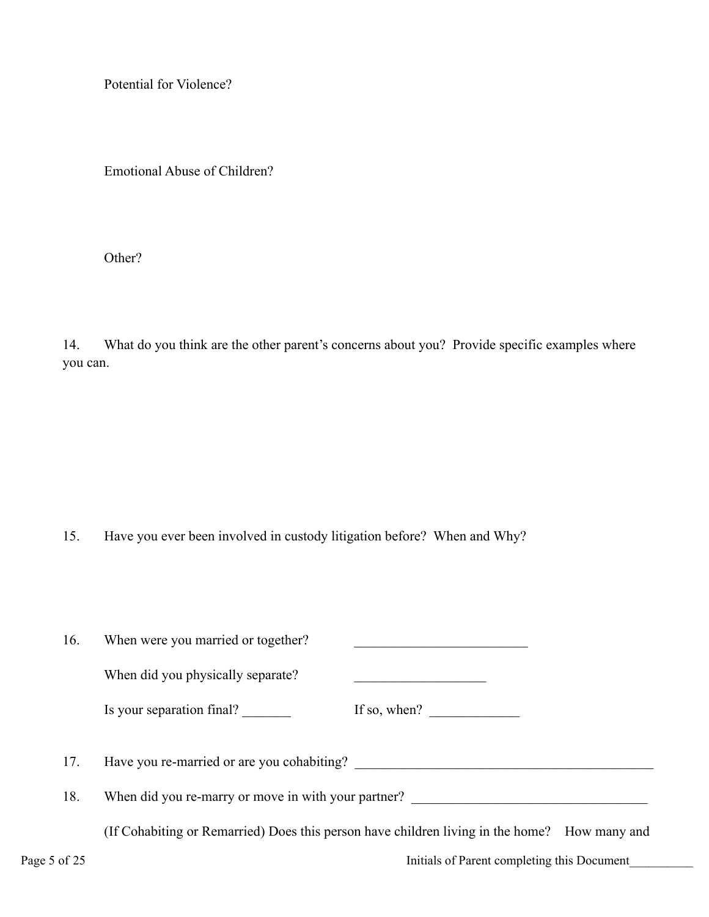Potential for Violence?

Emotional Abuse of Children?

Other?

14. What do you think are the other parent's concerns about you? Provide specific examples where you can.

15. Have you ever been involved in custody litigation before? When and Why?

16. When were you married or together? _________________________

When did you physically separate? ___________________

Is your separation final? _______ If so, when? _____________

17. Have you re-married or are you cohabiting? ____________________________________________

18. When did you re-marry or move in with your partner? __________________________________

(If Cohabiting or Remarried) Does this person have children living in the home? How many and

Initials of Parent completing this Document__________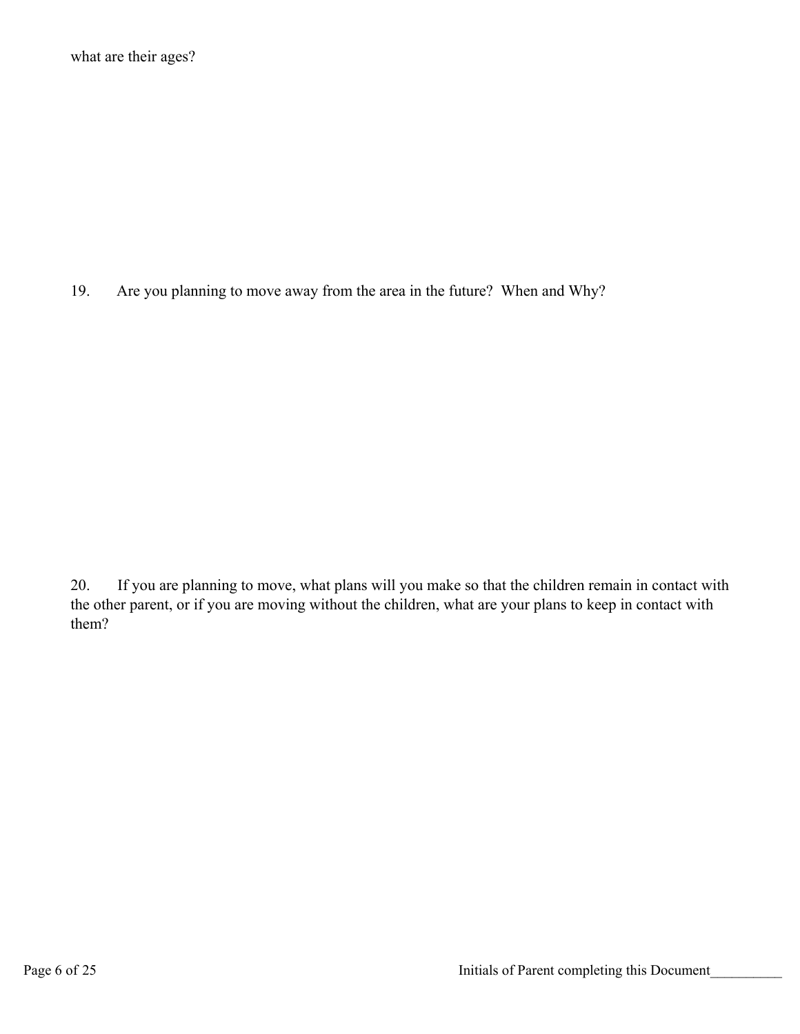what are their ages?

19. Are you planning to move away from the area in the future? When and Why?

20. If you are planning to move, what plans will you make so that the children remain in contact with the other parent, or if you are moving without the children, what are your plans to keep in contact with them?

Initials of Parent completing this Document__________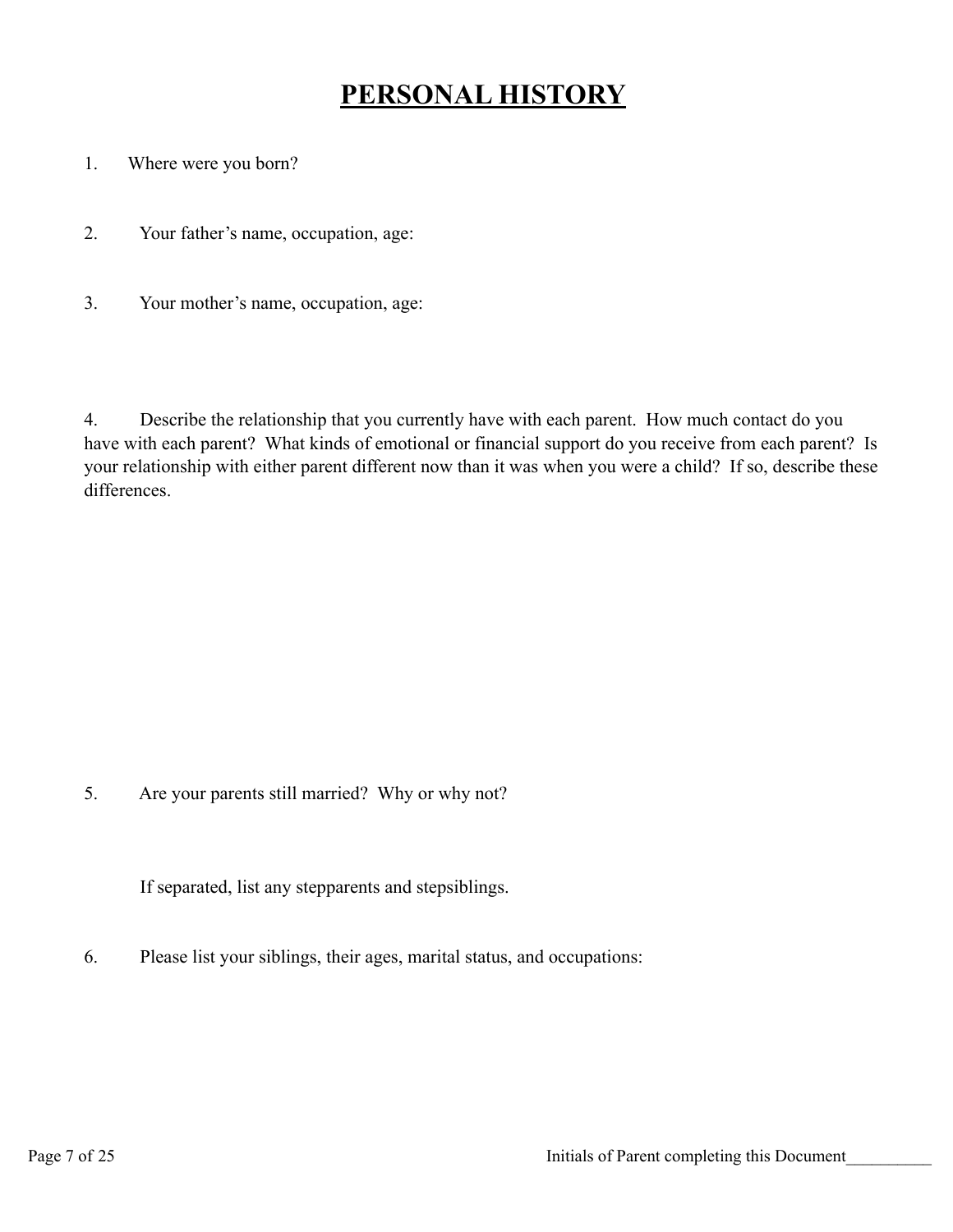# PERSONAL HISTORY

1. Where were you born?

2. Your father's name, occupation, age:

3. Your mother's name, occupation, age:

4. Describe the relationship that you currently have with each parent. How much contact do you have with each parent? What kinds of emotional or financial support do you receive from each parent? Is your relationship with either parent different now than it was when you were a child? If so, describe these differences.

5. Are your parents still married? Why or why not?

   If separated, list any stepparents and stepsiblings.

6. Please list your siblings, their ages, marital status, and occupations:

Initials of Parent completing this Document__________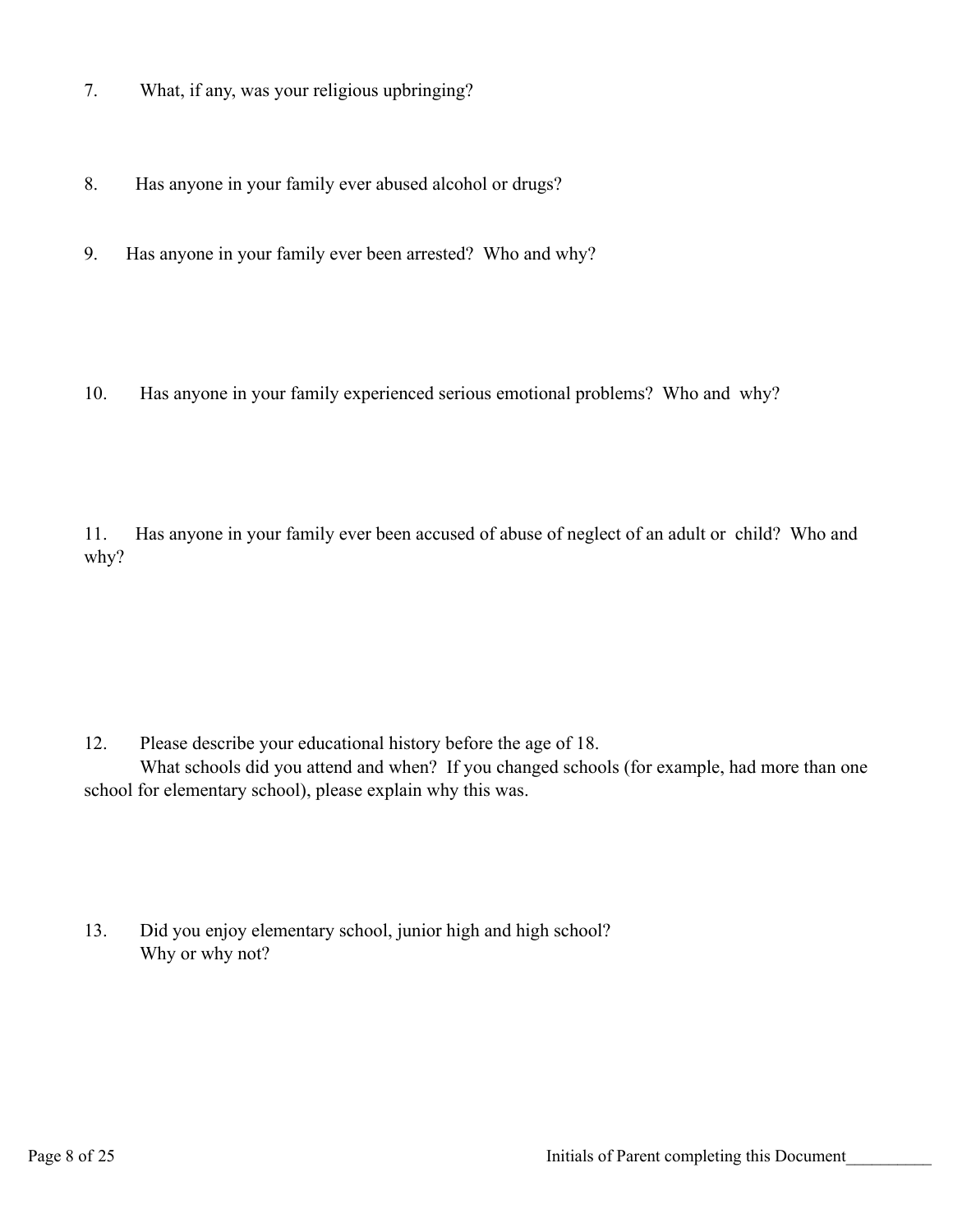7. What, if any, was your religious upbringing?

8. Has anyone in your family ever abused alcohol or drugs?

9. Has anyone in your family ever been arrested? Who and why?

10. Has anyone in your family experienced serious emotional problems? Who and why?

11. Has anyone in your family ever been accused of abuse of neglect of an adult or child? Who and why?

12. Please describe your educational history before the age of 18.
    What schools did you attend and when? If you changed schools (for example, had more than one school for elementary school), please explain why this was.

13. Did you enjoy elementary school, junior high and high school?
    Why or why not?

Initials of Parent completing this Document__________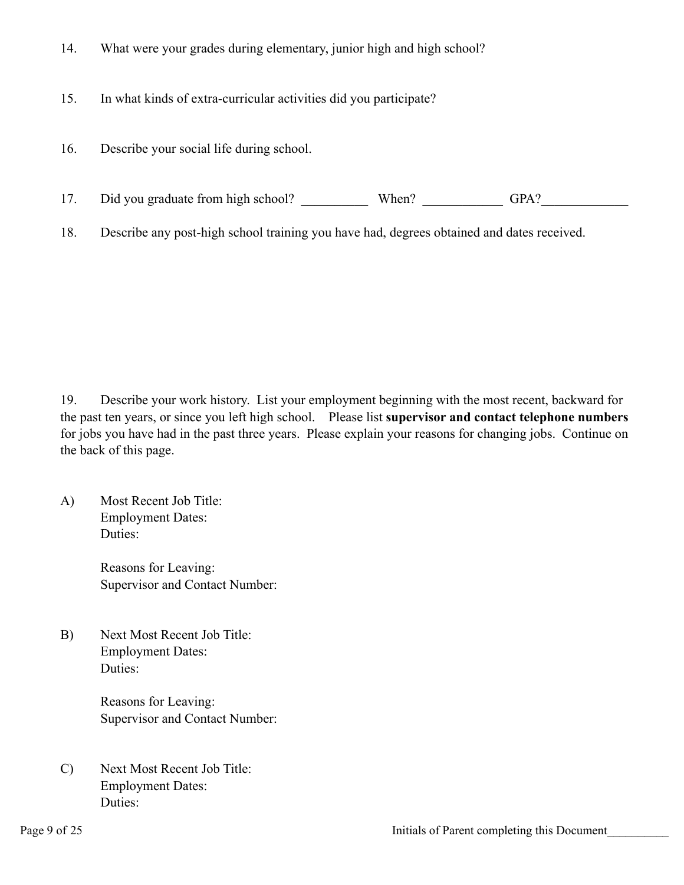14. What were your grades during elementary, junior high and high school?

15. In what kinds of extra-curricular activities did you participate?

16. Describe your social life during school.

17. Did you graduate from high school? __________ When? ____________ GPA?_____________

18. Describe any post-high school training you have had, degrees obtained and dates received.

19. Describe your work history. List your employment beginning with the most recent, backward for the past ten years, or since you left high school. Please list **supervisor and contact telephone numbers** for jobs you have had in the past three years. Please explain your reasons for changing jobs. Continue on the back of this page.

A) Most Recent Job Title:
Employment Dates:
Duties:

Reasons for Leaving:
Supervisor and Contact Number:

B) Next Most Recent Job Title:
Employment Dates:
Duties:

Reasons for Leaving:
Supervisor and Contact Number:

C) Next Most Recent Job Title:
Employment Dates:
Duties:

Initials of Parent completing this Document__________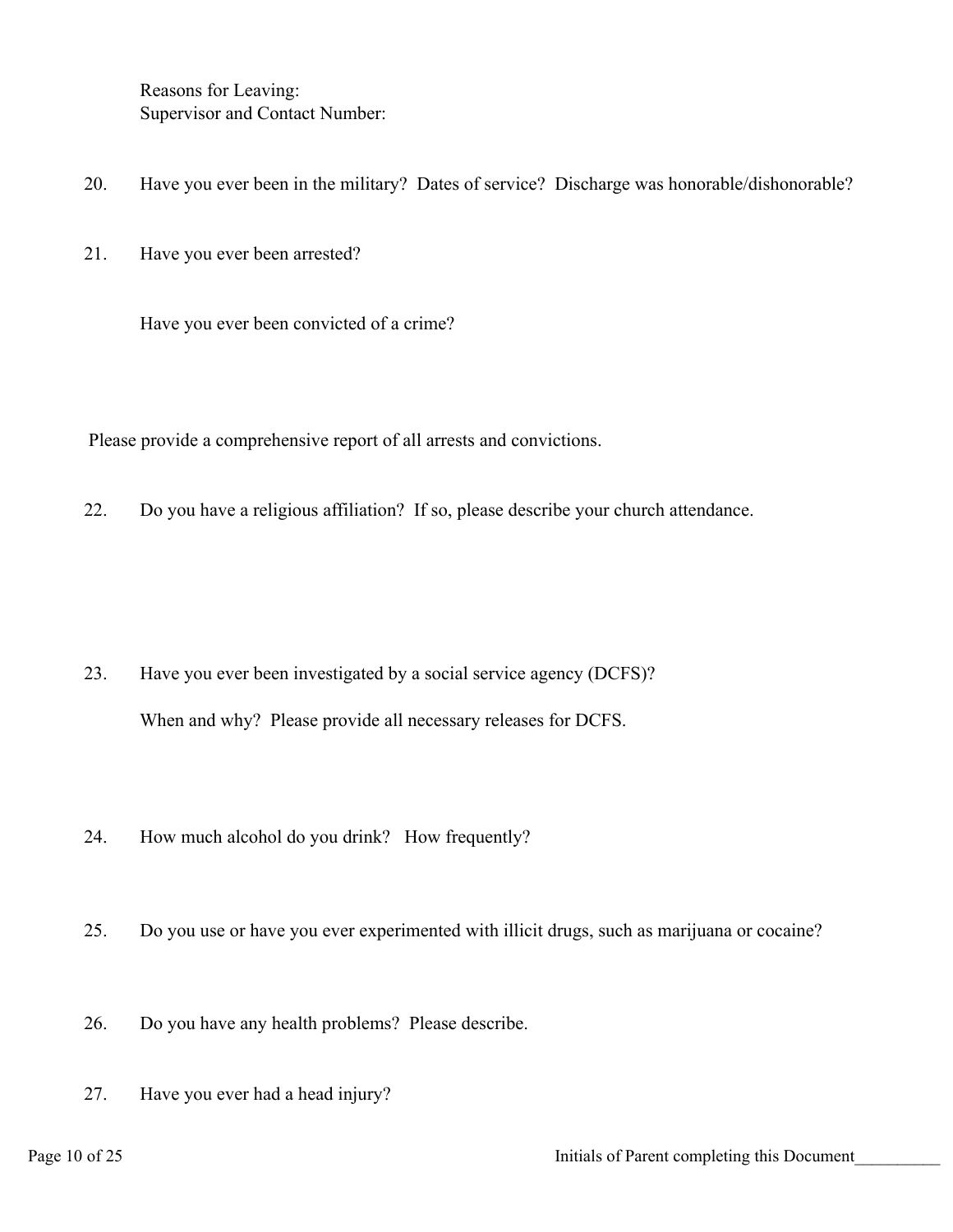Reasons for Leaving:
Supervisor and Contact Number:

20. Have you ever been in the military? Dates of service? Discharge was honorable/dishonorable?

21. Have you ever been arrested?

    Have you ever been convicted of a crime?

Please provide a comprehensive report of all arrests and convictions.

22. Do you have a religious affiliation? If so, please describe your church attendance.

23. Have you ever been investigated by a social service agency (DCFS)?

    When and why? Please provide all necessary releases for DCFS.

24. How much alcohol do you drink? How frequently?

25. Do you use or have you ever experimented with illicit drugs, such as marijuana or cocaine?

26. Do you have any health problems? Please describe.

27. Have you ever had a head injury?

Initials of Parent completing this Document__________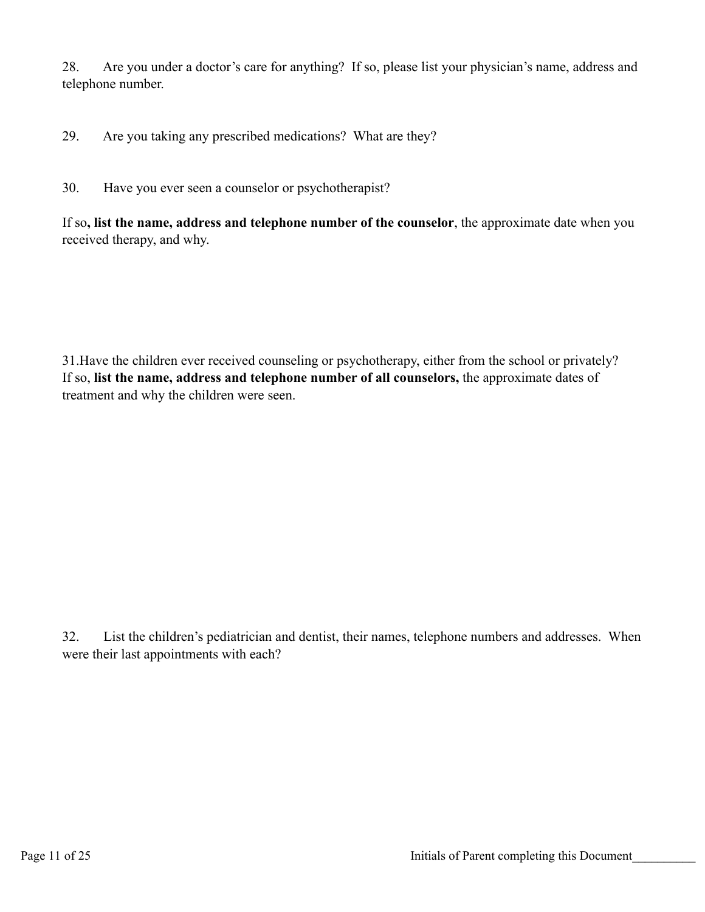28. Are you under a doctor's care for anything? If so, please list your physician's name, address and telephone number.

29. Are you taking any prescribed medications? What are they?

30. Have you ever seen a counselor or psychotherapist?

If so**, list the name, address and telephone number of the counselor**, the approximate date when you received therapy, and why.

31. Have the children ever received counseling or psychotherapy, either from the school or privately? If so, **list the name, address and telephone number of all counselors,** the approximate dates of treatment and why the children were seen.

32. List the children's pediatrician and dentist, their names, telephone numbers and addresses. When were their last appointments with each?

Initials of Parent completing this Document__________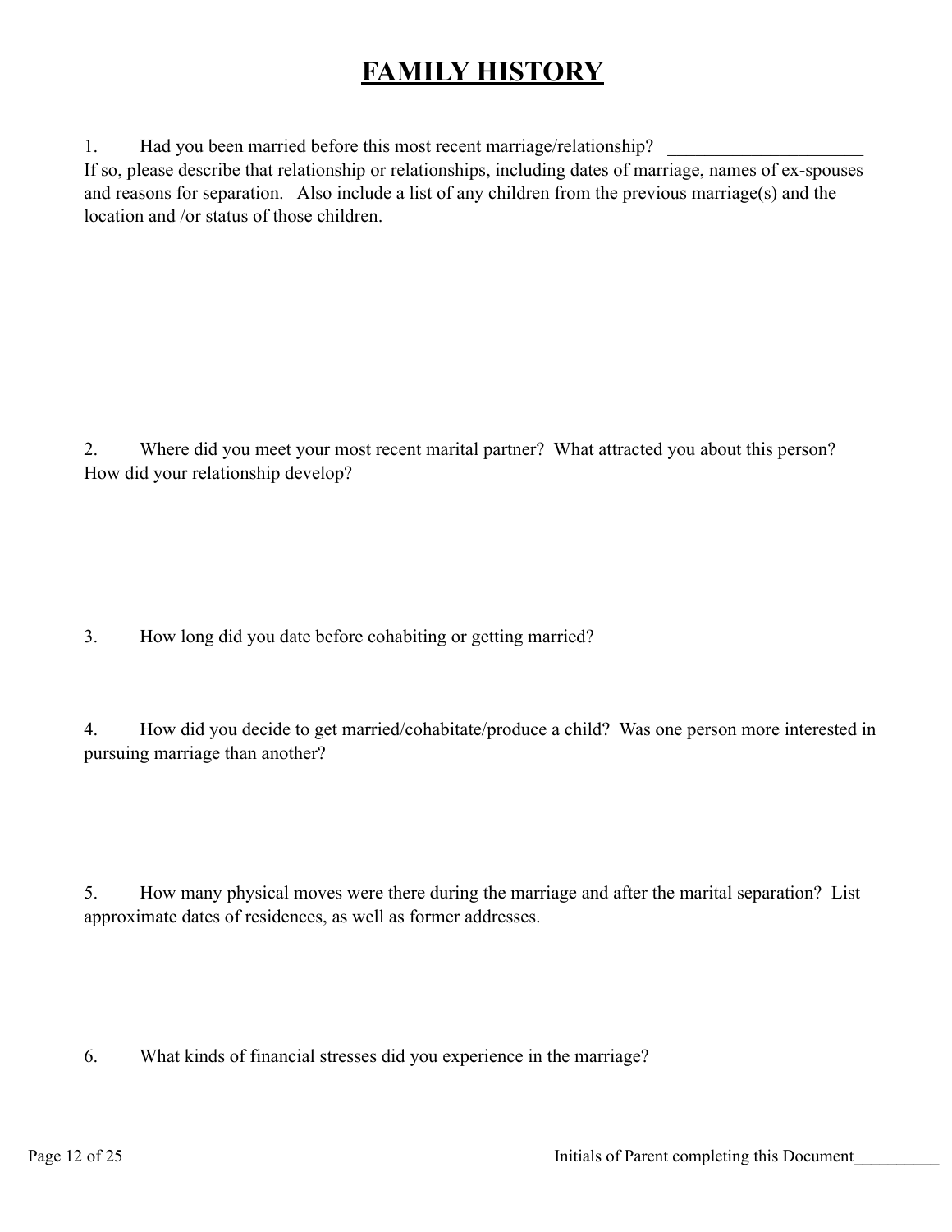# FAMILY HISTORY

1. Had you been married before this most recent marriage/relationship? _____________________
If so, please describe that relationship or relationships, including dates of marriage, names of ex-spouses and reasons for separation. Also include a list of any children from the previous marriage(s) and the location and /or status of those children.

2. Where did you meet your most recent marital partner? What attracted you about this person? How did your relationship develop?

3. How long did you date before cohabiting or getting married?

4. How did you decide to get married/cohabitate/produce a child? Was one person more interested in pursuing marriage than another?

5. How many physical moves were there during the marriage and after the marital separation? List approximate dates of residences, as well as former addresses.

6. What kinds of financial stresses did you experience in the marriage?

Initials of Parent completing this Document__________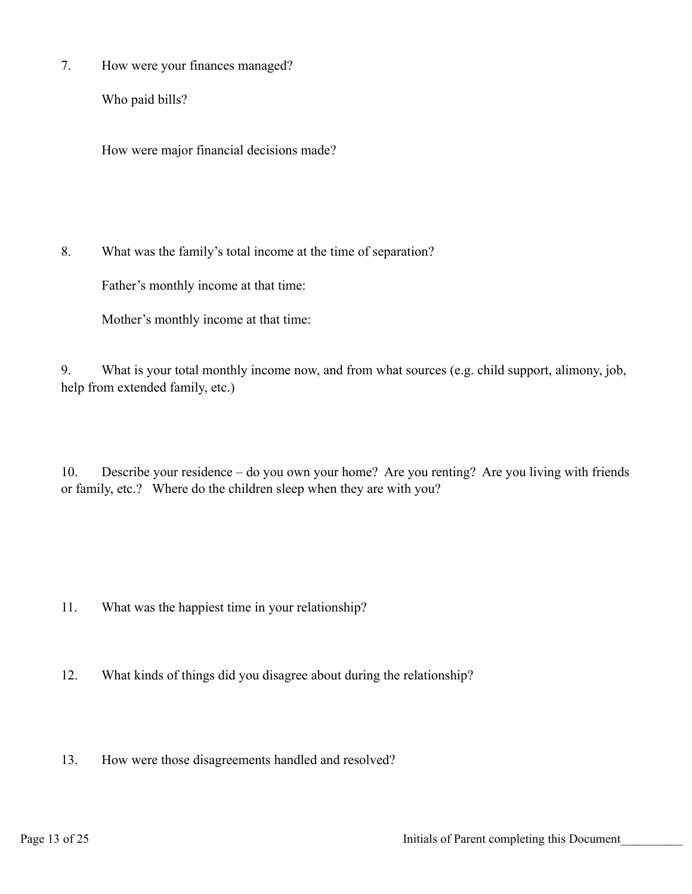7. How were your finances managed?

   Who paid bills?

   How were major financial decisions made?

8. What was the family's total income at the time of separation?

   Father's monthly income at that time:

   Mother's monthly income at that time:

9. What is your total monthly income now, and from what sources (e.g. child support, alimony, job, help from extended family, etc.)

10. Describe your residence – do you own your home? Are you renting? Are you living with friends or family, etc.? Where do the children sleep when they are with you?

11. What was the happiest time in your relationship?

12. What kinds of things did you disagree about during the relationship?

13. How were those disagreements handled and resolved?

Initials of Parent completing this Document__________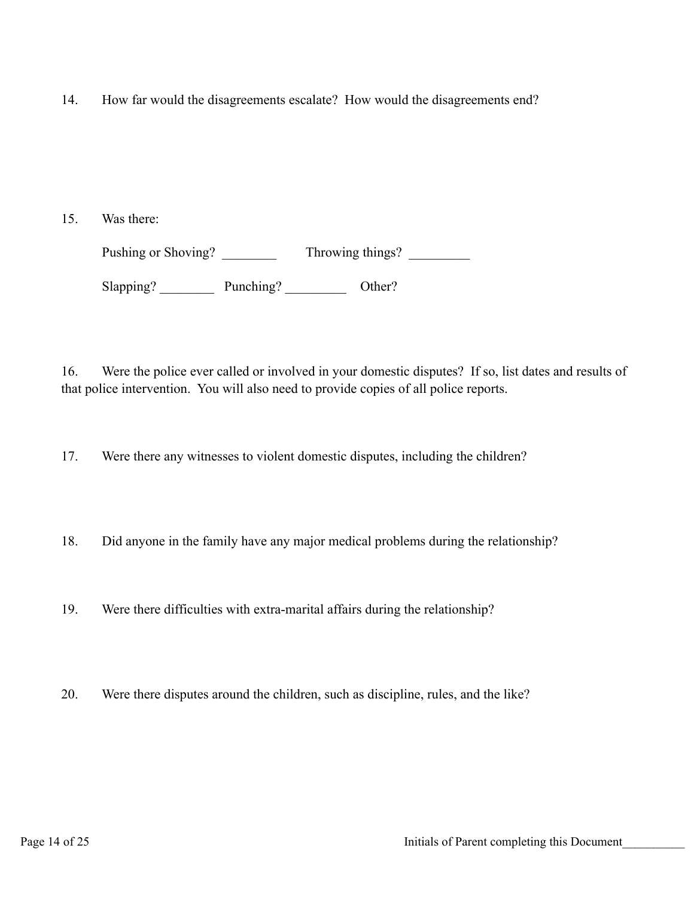14. How far would the disagreements escalate? How would the disagreements end?

15. Was there:

    Pushing or Shoving? ________ Throwing things? _________

    Slapping? ________ Punching? _________ Other?

16. Were the police ever called or involved in your domestic disputes? If so, list dates and results of that police intervention. You will also need to provide copies of all police reports.

17. Were there any witnesses to violent domestic disputes, including the children?

18. Did anyone in the family have any major medical problems during the relationship?

19. Were there difficulties with extra-marital affairs during the relationship?

20. Were there disputes around the children, such as discipline, rules, and the like?

Initials of Parent completing this Document__________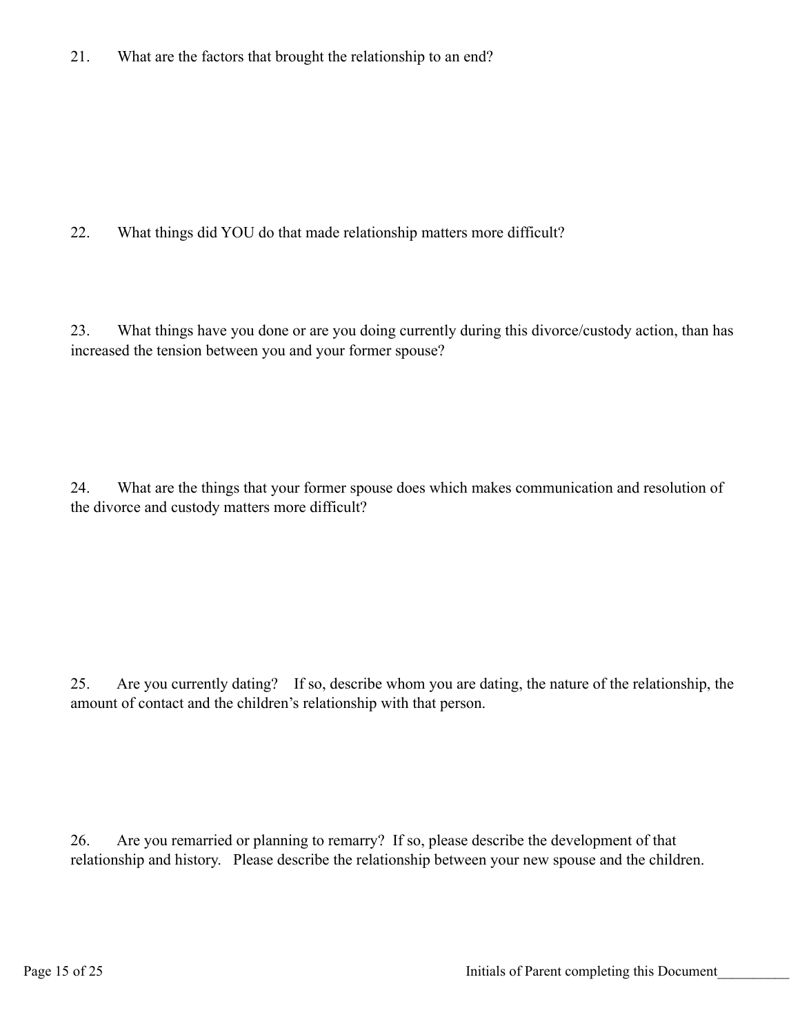21. What are the factors that brought the relationship to an end?

22. What things did YOU do that made relationship matters more difficult?

23. What things have you done or are you doing currently during this divorce/custody action, than has increased the tension between you and your former spouse?

24. What are the things that your former spouse does which makes communication and resolution of the divorce and custody matters more difficult?

25. Are you currently dating? If so, describe whom you are dating, the nature of the relationship, the amount of contact and the children's relationship with that person.

26. Are you remarried or planning to remarry? If so, please describe the development of that relationship and history. Please describe the relationship between your new spouse and the children.

Initials of Parent completing this Document__________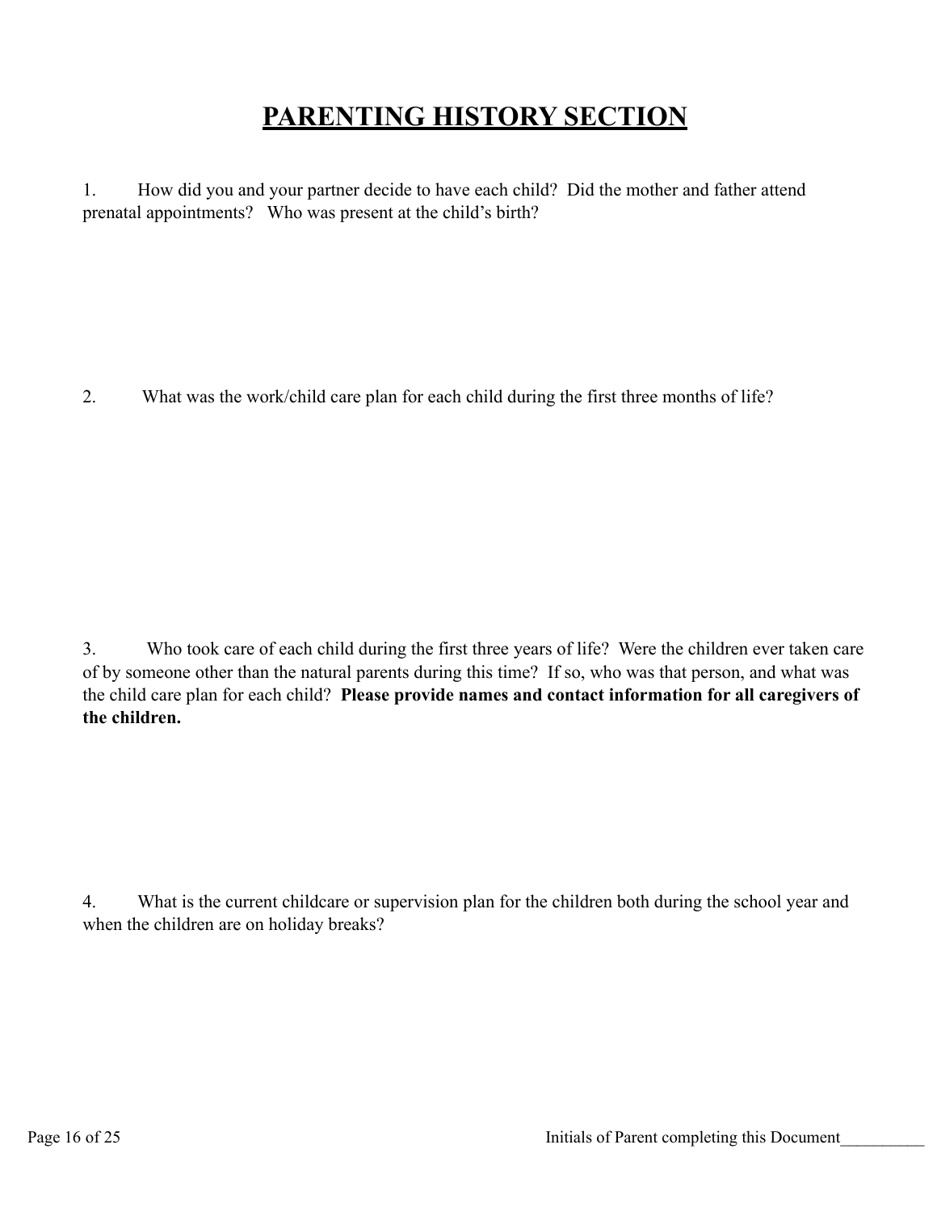# PARENTING HISTORY SECTION

1. How did you and your partner decide to have each child? Did the mother and father attend prenatal appointments? Who was present at the child's birth?

2. What was the work/child care plan for each child during the first three months of life?

3. Who took care of each child during the first three years of life? Were the children ever taken care of by someone other than the natural parents during this time? If so, who was that person, and what was the child care plan for each child? **Please provide names and contact information for all caregivers of the children.**

4. What is the current childcare or supervision plan for the children both during the school year and when the children are on holiday breaks?

Initials of Parent completing this Document__________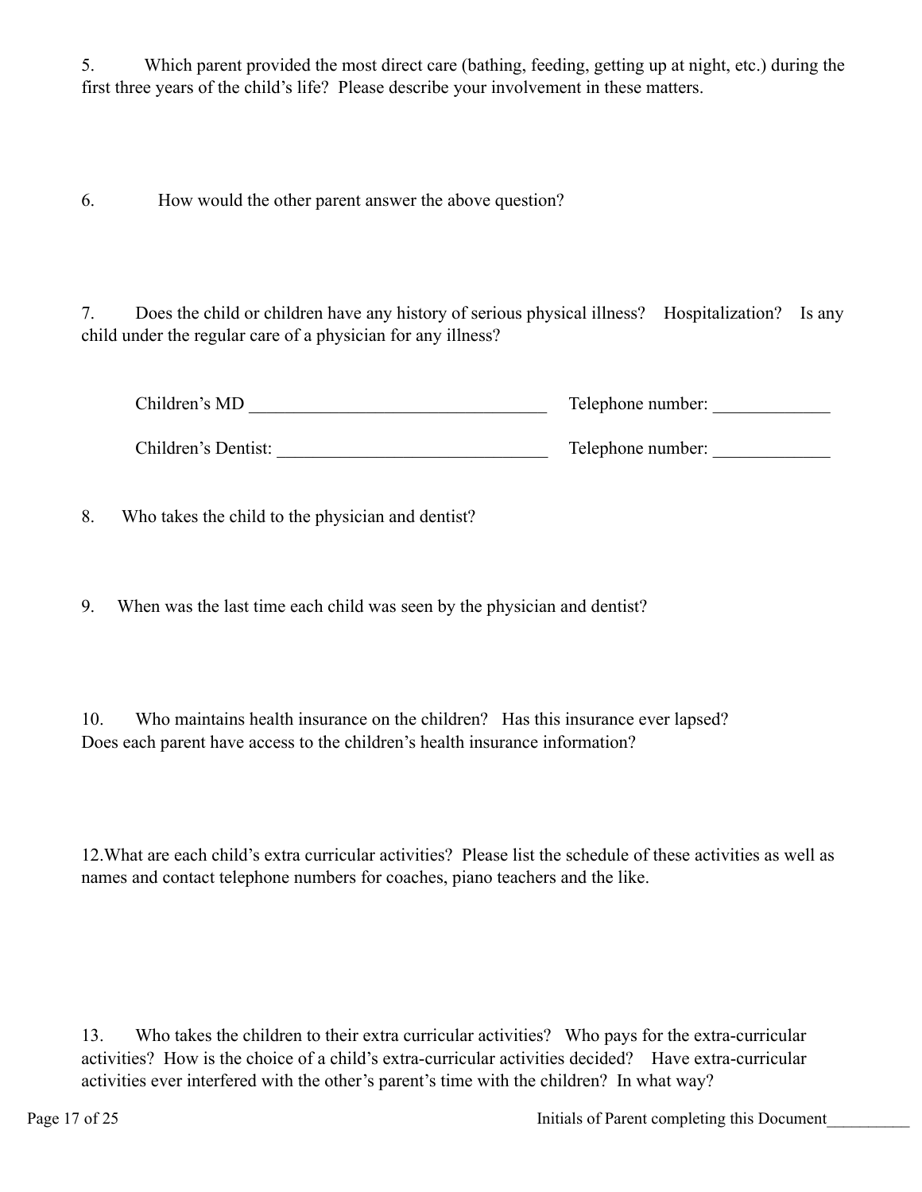5. Which parent provided the most direct care (bathing, feeding, getting up at night, etc.) during the first three years of the child's life? Please describe your involvement in these matters.

6. How would the other parent answer the above question?

7. Does the child or children have any history of serious physical illness? Hospitalization? Is any child under the regular care of a physician for any illness?

Children's MD __________________________________ Telephone number: _____________

Children's Dentist: _______________________________ Telephone number: _____________

8. Who takes the child to the physician and dentist?

9. When was the last time each child was seen by the physician and dentist?

10. Who maintains health insurance on the children? Has this insurance ever lapsed? Does each parent have access to the children's health insurance information?

12.What are each child's extra curricular activities? Please list the schedule of these activities as well as names and contact telephone numbers for coaches, piano teachers and the like.

13. Who takes the children to their extra curricular activities? Who pays for the extra-curricular activities? How is the choice of a child's extra-curricular activities decided? Have extra-curricular activities ever interfered with the other's parent's time with the children? In what way?

Initials of Parent completing this Document__________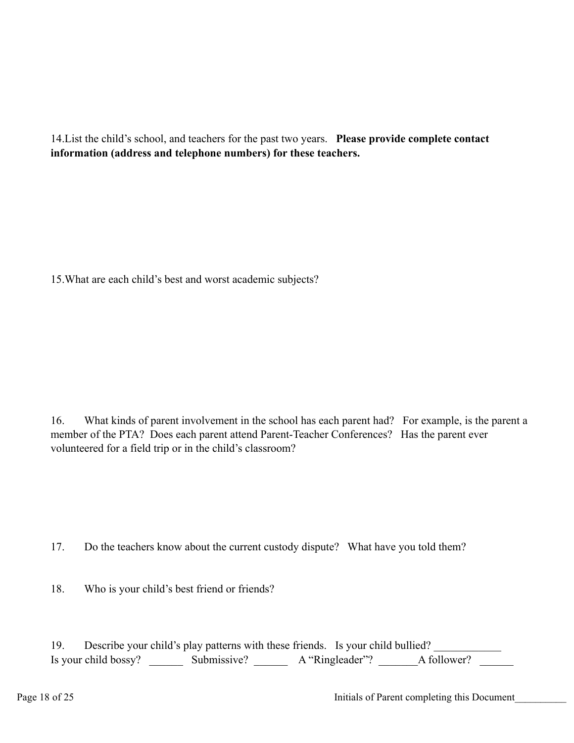14.List the child's school, and teachers for the past two years. **Please provide complete contact information (address and telephone numbers) for these teachers.**

15.What are each child's best and worst academic subjects?

16. What kinds of parent involvement in the school has each parent had? For example, is the parent a member of the PTA? Does each parent attend Parent-Teacher Conferences? Has the parent ever volunteered for a field trip or in the child's classroom?

17. Do the teachers know about the current custody dispute? What have you told them?

18. Who is your child's best friend or friends?

19. Describe your child's play patterns with these friends. Is your child bullied? ____________
Is your child bossy? ______ Submissive? ______ A "Ringleader"? _______A follower? ______

Initials of Parent completing this Document__________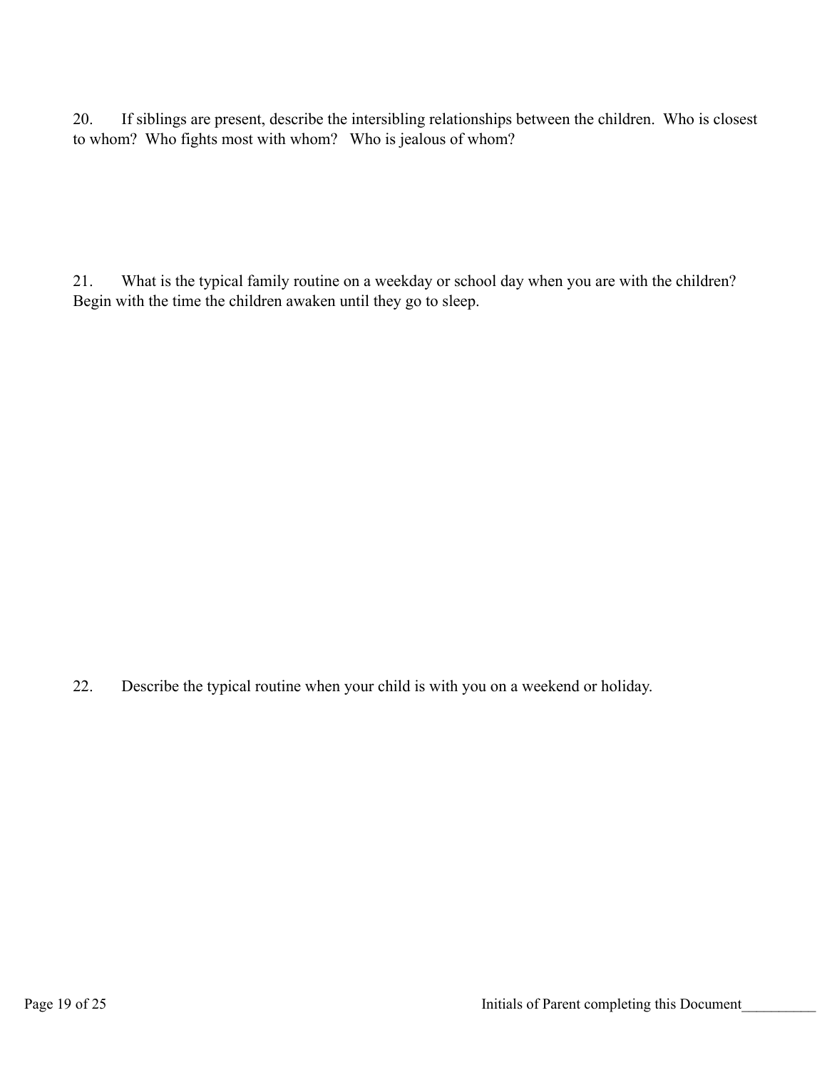20. If siblings are present, describe the intersibling relationships between the children. Who is closest to whom? Who fights most with whom? Who is jealous of whom?

21. What is the typical family routine on a weekday or school day when you are with the children? Begin with the time the children awaken until they go to sleep.

22. Describe the typical routine when your child is with you on a weekend or holiday.

Initials of Parent completing this Document__________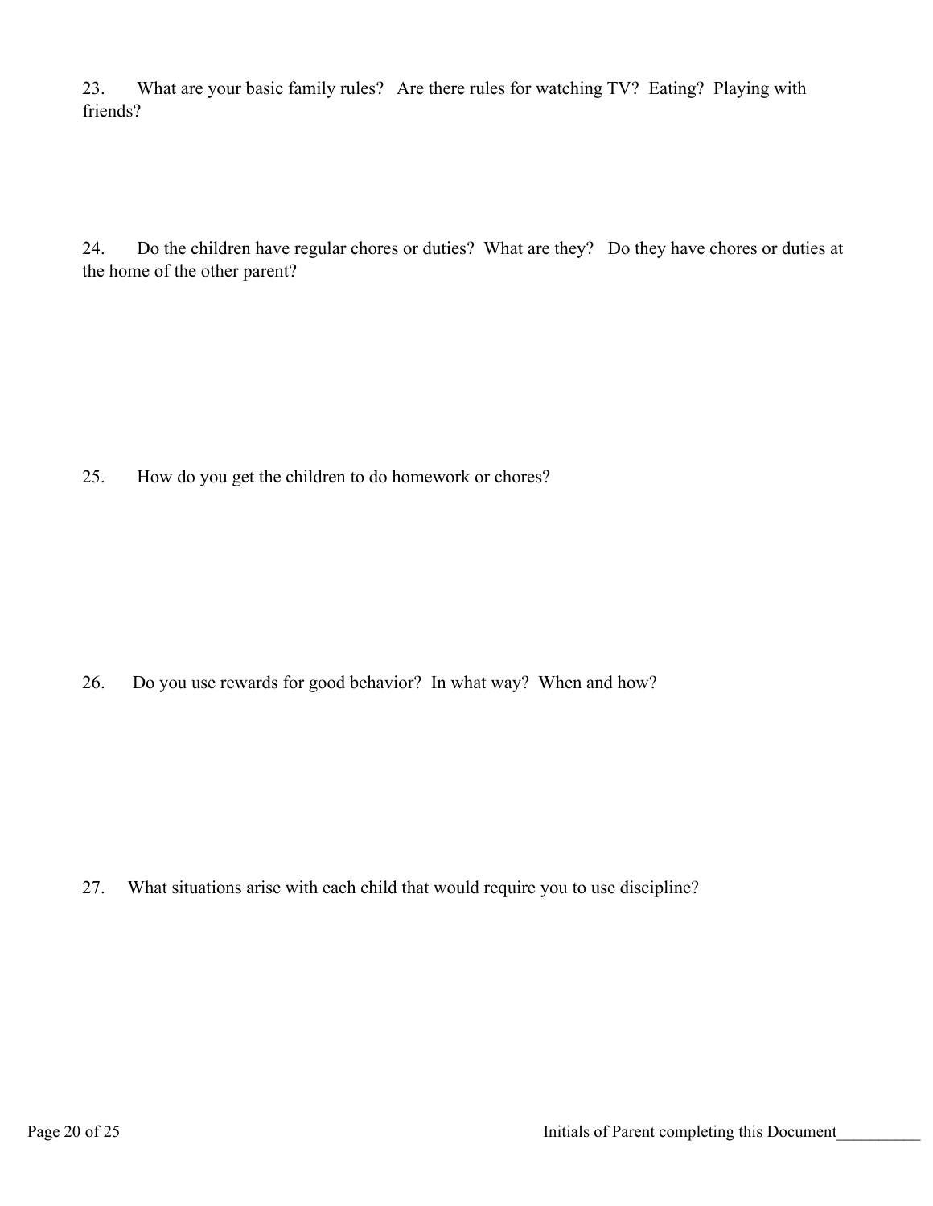23. What are your basic family rules? Are there rules for watching TV? Eating? Playing with friends?

24. Do the children have regular chores or duties? What are they? Do they have chores or duties at the home of the other parent?

25. How do you get the children to do homework or chores?

26. Do you use rewards for good behavior? In what way? When and how?

27. What situations arise with each child that would require you to use discipline?

Initials of Parent completing this Document__________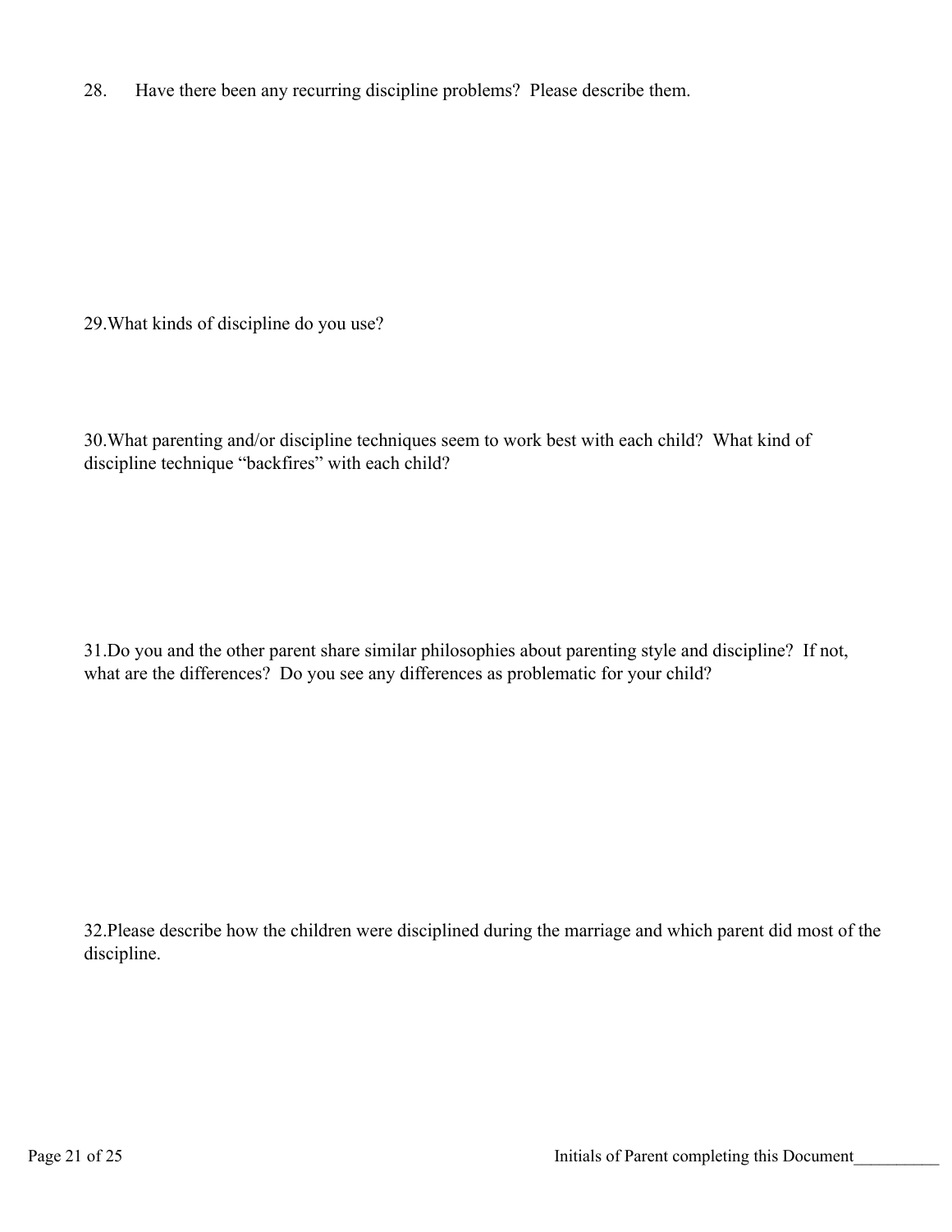28. Have there been any recurring discipline problems? Please describe them.

29. What kinds of discipline do you use?

30. What parenting and/or discipline techniques seem to work best with each child? What kind of discipline technique "backfires" with each child?

31. Do you and the other parent share similar philosophies about parenting style and discipline? If not, what are the differences? Do you see any differences as problematic for your child?

32. Please describe how the children were disciplined during the marriage and which parent did most of the discipline.

Initials of Parent completing this Document__________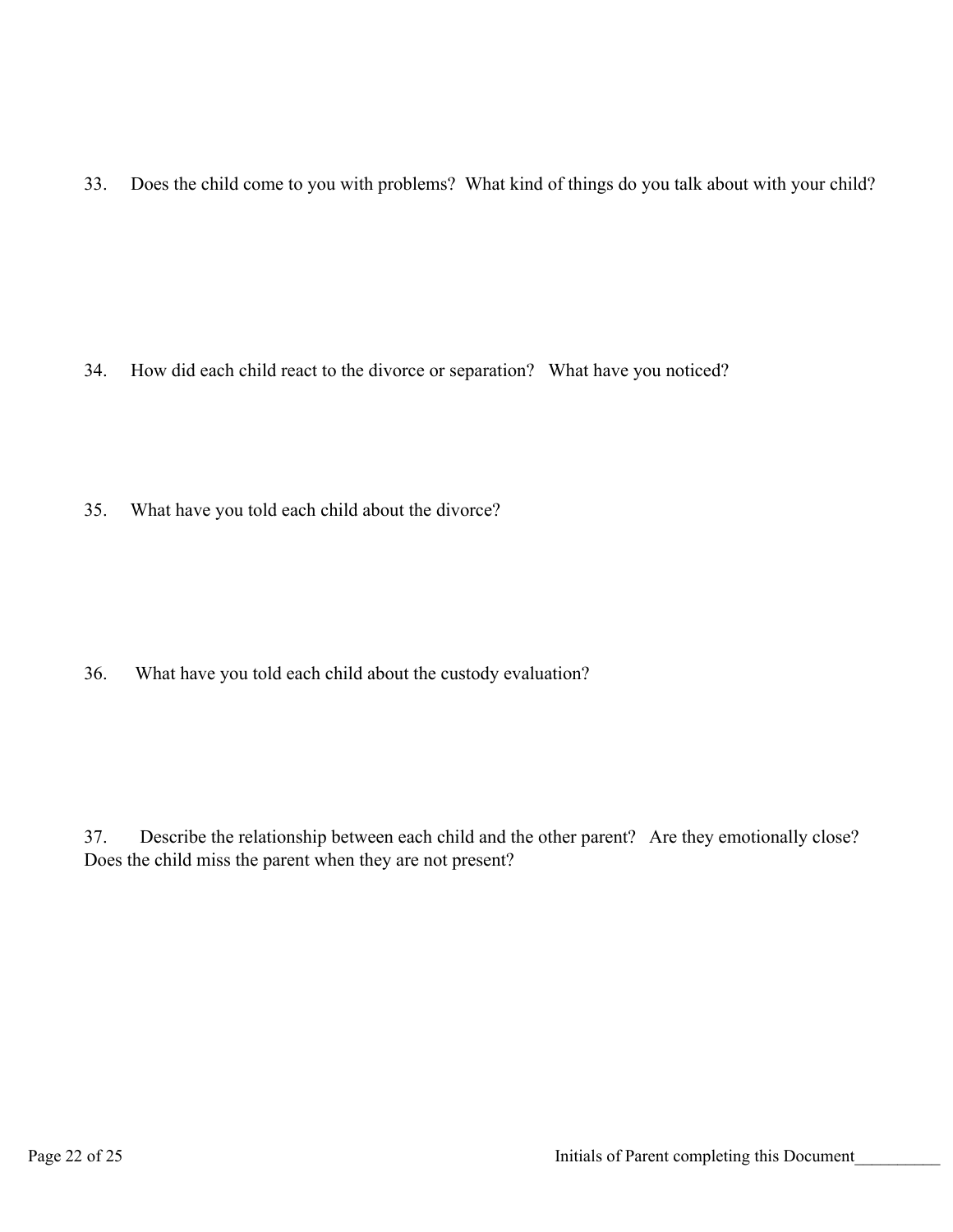33. Does the child come to you with problems? What kind of things do you talk about with your child?

34. How did each child react to the divorce or separation? What have you noticed?

35. What have you told each child about the divorce?

36. What have you told each child about the custody evaluation?

37. Describe the relationship between each child and the other parent? Are they emotionally close? Does the child miss the parent when they are not present?

Initials of Parent completing this Document__________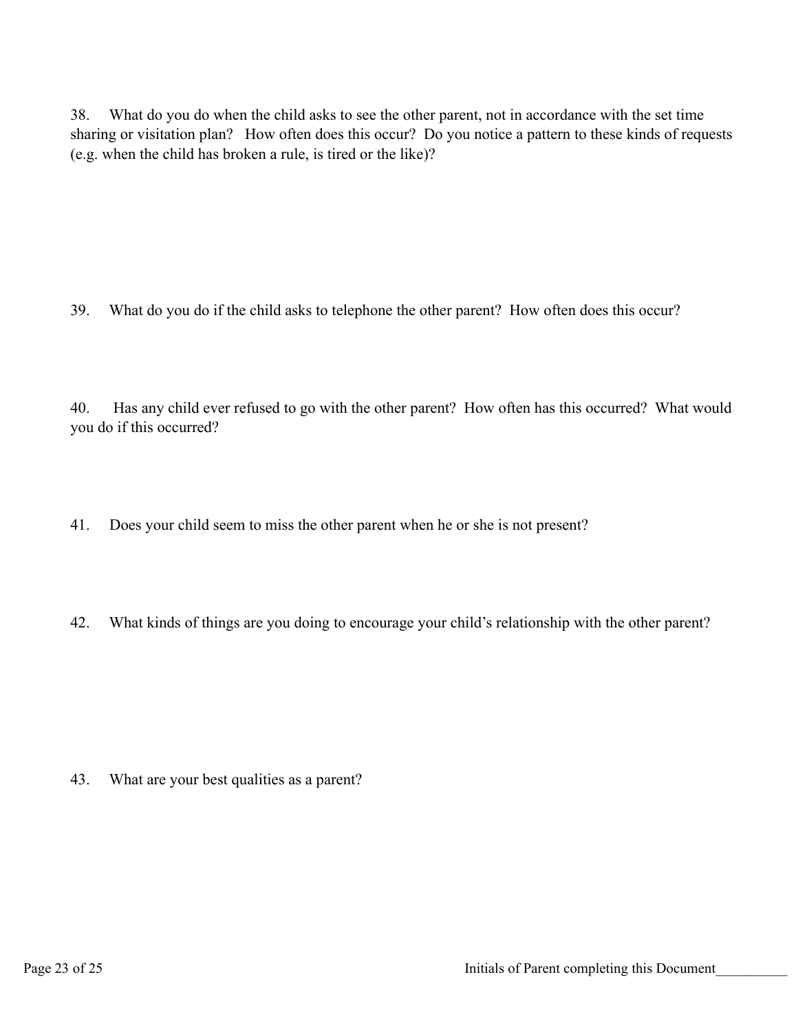38. What do you do when the child asks to see the other parent, not in accordance with the set time sharing or visitation plan? How often does this occur? Do you notice a pattern to these kinds of requests (e.g. when the child has broken a rule, is tired or the like)?

39. What do you do if the child asks to telephone the other parent? How often does this occur?

40. Has any child ever refused to go with the other parent? How often has this occurred? What would you do if this occurred?

41. Does your child seem to miss the other parent when he or she is not present?

42. What kinds of things are you doing to encourage your child's relationship with the other parent?

43. What are your best qualities as a parent?

Initials of Parent completing this Document__________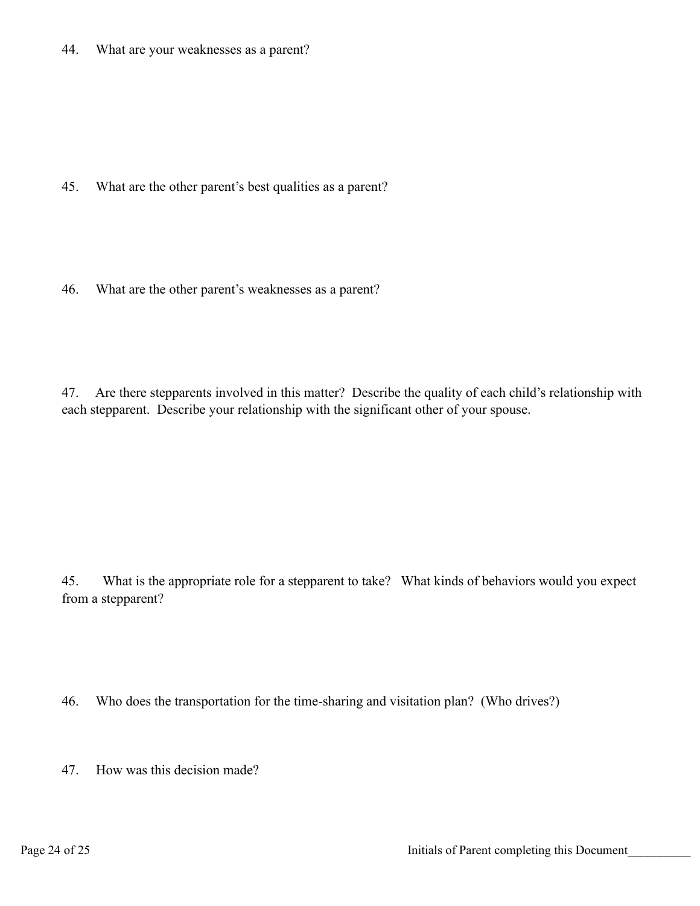44. What are your weaknesses as a parent?

45. What are the other parent's best qualities as a parent?

46. What are the other parent's weaknesses as a parent?

47. Are there stepparents involved in this matter? Describe the quality of each child's relationship with each stepparent. Describe your relationship with the significant other of your spouse.

45. What is the appropriate role for a stepparent to take? What kinds of behaviors would you expect from a stepparent?

46. Who does the transportation for the time-sharing and visitation plan? (Who drives?)

47. How was this decision made?

Initials of Parent completing this Document__________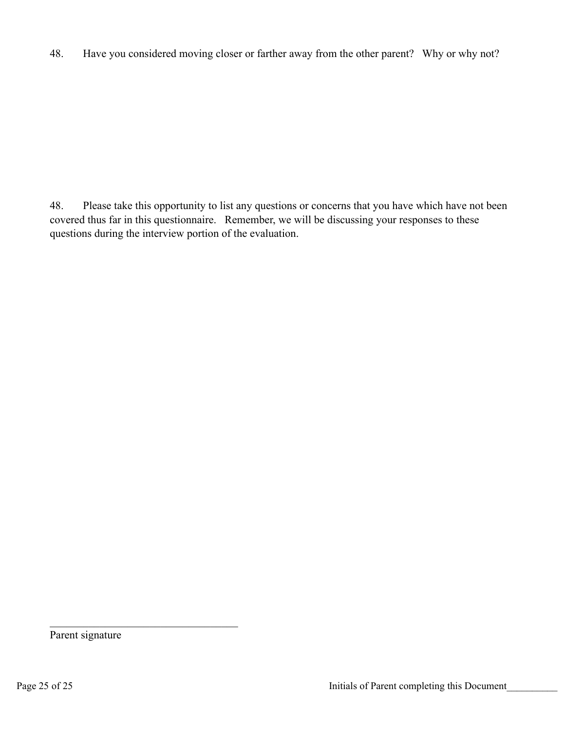48. Have you considered moving closer or farther away from the other parent? Why or why not?

48. Please take this opportunity to list any questions or concerns that you have which have not been covered thus far in this questionnaire. Remember, we will be discussing your responses to these questions during the interview portion of the evaluation.

___________________________________
Parent signature

Initials of Parent completing this Document__________